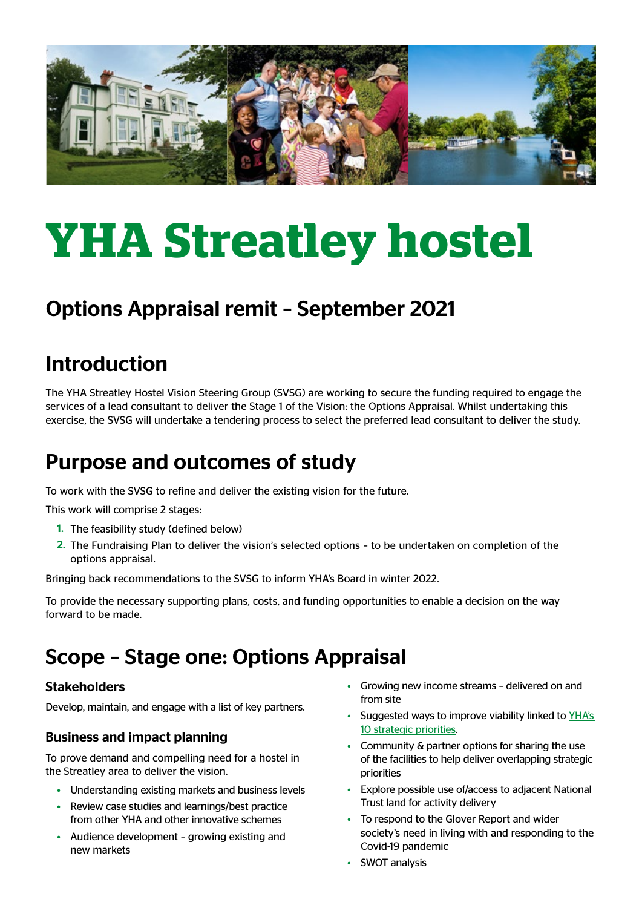# YHA Streatley hostel

## Options Appraisal remit – September 2021

## Introduction

The YHA Streatley Hostel Vision Steering Group (SVSG) are working to secure the funding required to engage the services of a lead consultant to deliver the Stage 1 of the Vision: the Options Appraisal. Whilst undertaking this exercise, the SVSG will undertake a tendering process to select the preferred lead consultant to deliver the study.

## Purpose and outcomes of study

To work with the SVSG to refine and deliver the existing vision for the future.

This work will comprise 2 stages:

1. The feasibility study (defined below)
2. The Fundraising Plan to deliver the vision's selected options – to be undertaken on completion of the options appraisal.

Bringing back recommendations to the SVSG to inform YHA's Board in winter 2022.

To provide the necessary supporting plans, costs, and funding opportunities to enable a decision on the way forward to be made.

## Scope – Stage one: Options Appraisal

### Stakeholders

Develop, maintain, and engage with a list of key partners.

### Business and impact planning

To prove demand and compelling need for a hostel in the Streatley area to deliver the vision.

- Understanding existing markets and business levels
- Review case studies and learnings/best practice from other YHA and other innovative schemes
- Audience development – growing existing and new markets
- Growing new income streams – delivered on and from site
- Suggested ways to improve viability linked to YHA's 10 strategic priorities.
- Community & partner options for sharing the use of the facilities to help deliver overlapping strategic priorities
- Explore possible use of/access to adjacent National Trust land for activity delivery
- To respond to the Glover Report and wider society's need in living with and responding to the Covid-19 pandemic
- SWOT analysis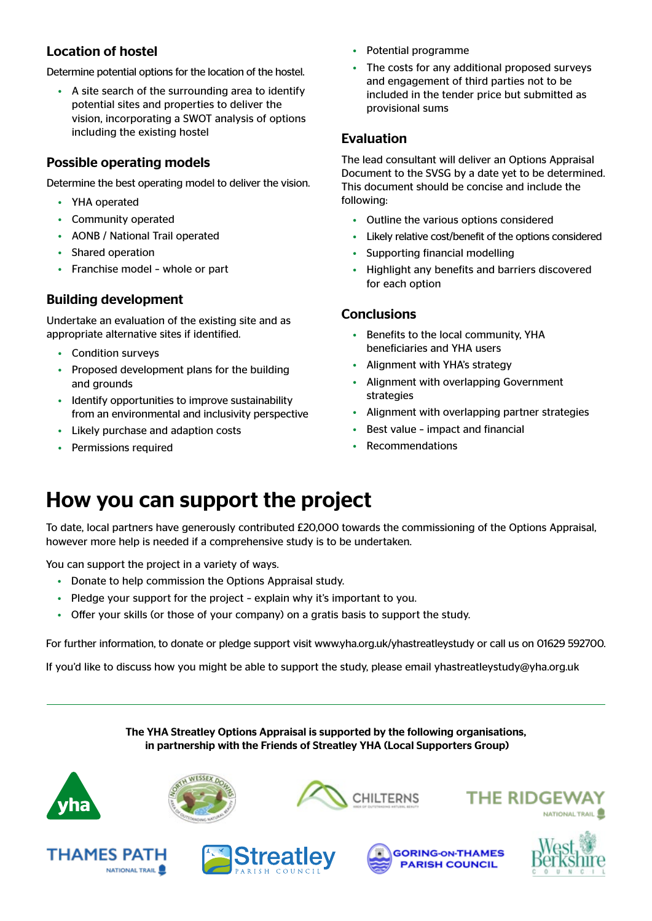## Location of hostel

Determine potential options for the location of the hostel.

- A site search of the surrounding area to identify potential sites and properties to deliver the vision, incorporating a SWOT analysis of options including the existing hostel

## Possible operating models

Determine the best operating model to deliver the vision.

- YHA operated
- Community operated
- AONB / National Trail operated
- Shared operation
- Franchise model – whole or part

## Building development

Undertake an evaluation of the existing site and as appropriate alternative sites if identified.

- Condition surveys
- Proposed development plans for the building and grounds
- Identify opportunities to improve sustainability from an environmental and inclusivity perspective
- Likely purchase and adaption costs
- Permissions required
- Potential programme
- The costs for any additional proposed surveys and engagement of third parties not to be included in the tender price but submitted as provisional sums

## Evaluation

The lead consultant will deliver an Options Appraisal Document to the SVSG by a date yet to be determined. This document should be concise and include the following:

- Outline the various options considered
- Likely relative cost/benefit of the options considered
- Supporting financial modelling
- Highlight any benefits and barriers discovered for each option

## Conclusions

- Benefits to the local community, YHA beneficiaries and YHA users
- Alignment with YHA's strategy
- Alignment with overlapping Government strategies
- Alignment with overlapping partner strategies
- Best value – impact and financial
- Recommendations

# How you can support the project

To date, local partners have generously contributed £20,000 towards the commissioning of the Options Appraisal, however more help is needed if a comprehensive study is to be undertaken.

You can support the project in a variety of ways.

- Donate to help commission the Options Appraisal study.
- Pledge your support for the project – explain why it's important to you.
- Offer your skills (or those of your company) on a gratis basis to support the study.

For further information, to donate or pledge support visit www.yha.org.uk/yhastreatleystudy or call us on 01629 592700.

If you'd like to discuss how you might be able to support the study, please email yhastreatleystudy@yha.org.uk

---

**The YHA Streatley Options Appraisal is supported by the following organisations, in partnership with the Friends of Streatley YHA (Local Supporters Group)**

yha

North Wessex Downs – Area of Outstanding Natural Beauty

Chilterns – Area of Outstanding Natural Beauty

The Ridgeway National Trail

Thames Path National Trail

Streatley Parish Council

Goring-on-Thames Parish Council

West Berkshire Council